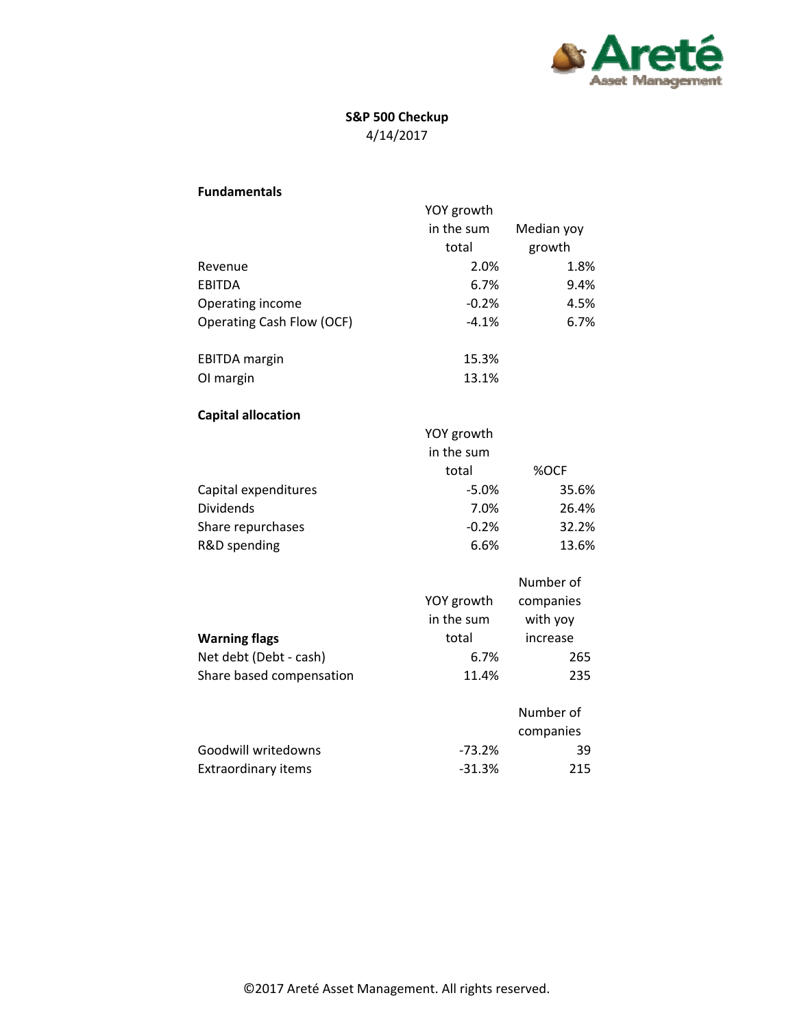**S&P 500 Checkup**
4/14/2017

### Fundamentals

| | YOY growth in the sum total | Median yoy growth |
|---|---|---|
| Revenue | 2.0% | 1.8% |
| EBITDA | 6.7% | 9.4% |
| Operating income | -0.2% | 4.5% |
| Operating Cash Flow (OCF) | -4.1% | 6.7% |
| | | |
| EBITDA margin | 15.3% | |
| OI margin | 13.1% | |

### Capital allocation

| | YOY growth in the sum total | %OCF |
|---|---|---|
| Capital expenditures | -5.0% | 35.6% |
| Dividends | 7.0% | 26.4% |
| Share repurchases | -0.2% | 32.2% |
| R&D spending | 6.6% | 13.6% |

| **Warning flags** | YOY growth in the sum total | Number of companies with yoy increase |
|---|---|---|
| Net debt (Debt - cash) | 6.7% | 265 |
| Share based compensation | 11.4% | 235 |

| | | Number of companies |
|---|---|---|
| Goodwill writedowns | -73.2% | 39 |
| Extraordinary items | -31.3% | 215 |

©2017 Areté Asset Management. All rights reserved.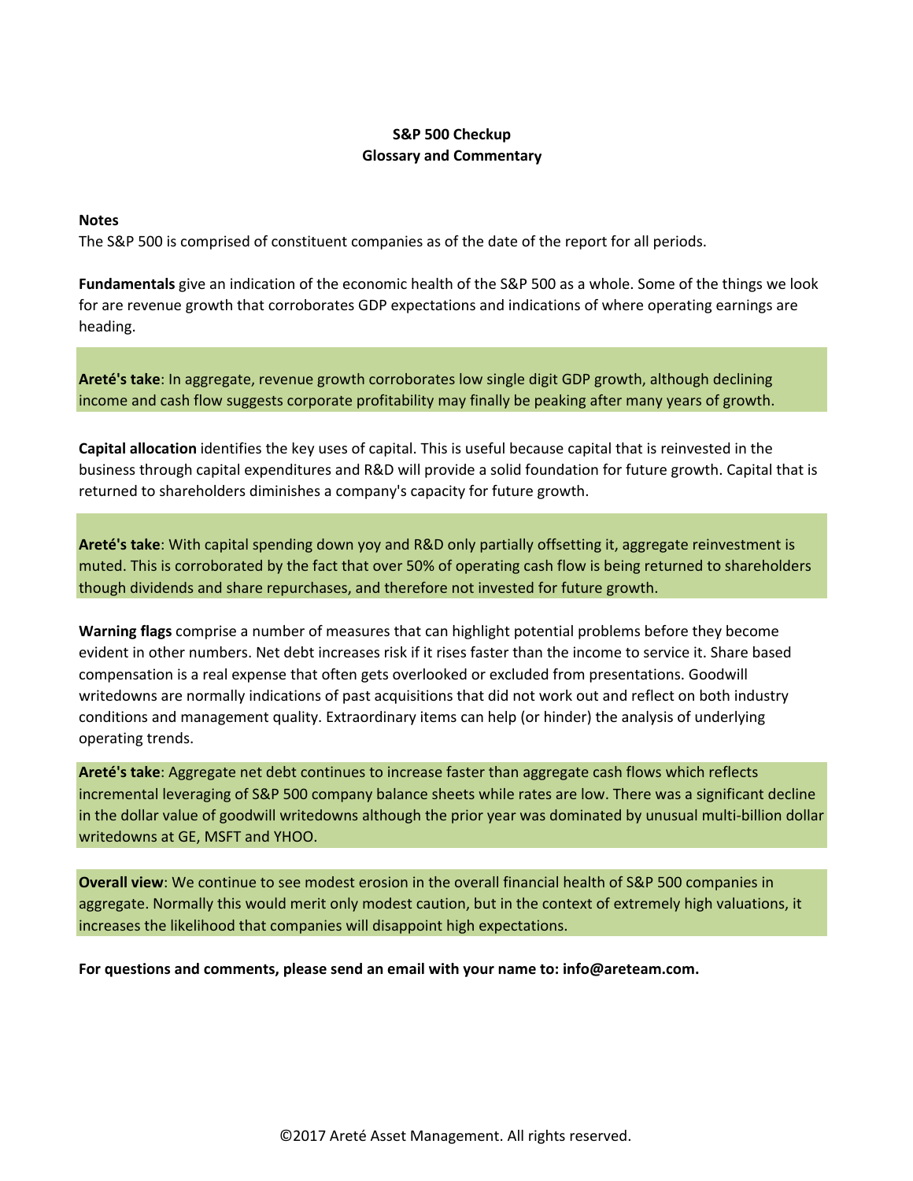**S&P 500 Checkup**
**Glossary and Commentary**

**Notes**
The S&P 500 is comprised of constituent companies as of the date of the report for all periods.

**Fundamentals** give an indication of the economic health of the S&P 500 as a whole. Some of the things we look for are revenue growth that corroborates GDP expectations and indications of where operating earnings are heading.

**Areté's take**: In aggregate, revenue growth corroborates low single digit GDP growth, although declining income and cash flow suggests corporate profitability may finally be peaking after many years of growth.

**Capital allocation** identifies the key uses of capital. This is useful because capital that is reinvested in the business through capital expenditures and R&D will provide a solid foundation for future growth. Capital that is returned to shareholders diminishes a company's capacity for future growth.

**Areté's take**: With capital spending down yoy and R&D only partially offsetting it, aggregate reinvestment is muted. This is corroborated by the fact that over 50% of operating cash flow is being returned to shareholders though dividends and share repurchases, and therefore not invested for future growth.

**Warning flags** comprise a number of measures that can highlight potential problems before they become evident in other numbers. Net debt increases risk if it rises faster than the income to service it. Share based compensation is a real expense that often gets overlooked or excluded from presentations. Goodwill writedowns are normally indications of past acquisitions that did not work out and reflect on both industry conditions and management quality. Extraordinary items can help (or hinder) the analysis of underlying operating trends.

**Areté's take**: Aggregate net debt continues to increase faster than aggregate cash flows which reflects incremental leveraging of S&P 500 company balance sheets while rates are low. There was a significant decline in the dollar value of goodwill writedowns although the prior year was dominated by unusual multi-billion dollar writedowns at GE, MSFT and YHOO.

**Overall view**: We continue to see modest erosion in the overall financial health of S&P 500 companies in aggregate. Normally this would merit only modest caution, but in the context of extremely high valuations, it increases the likelihood that companies will disappoint high expectations.

**For questions and comments, please send an email with your name to: info@areteam.com.**

©2017 Areté Asset Management. All rights reserved.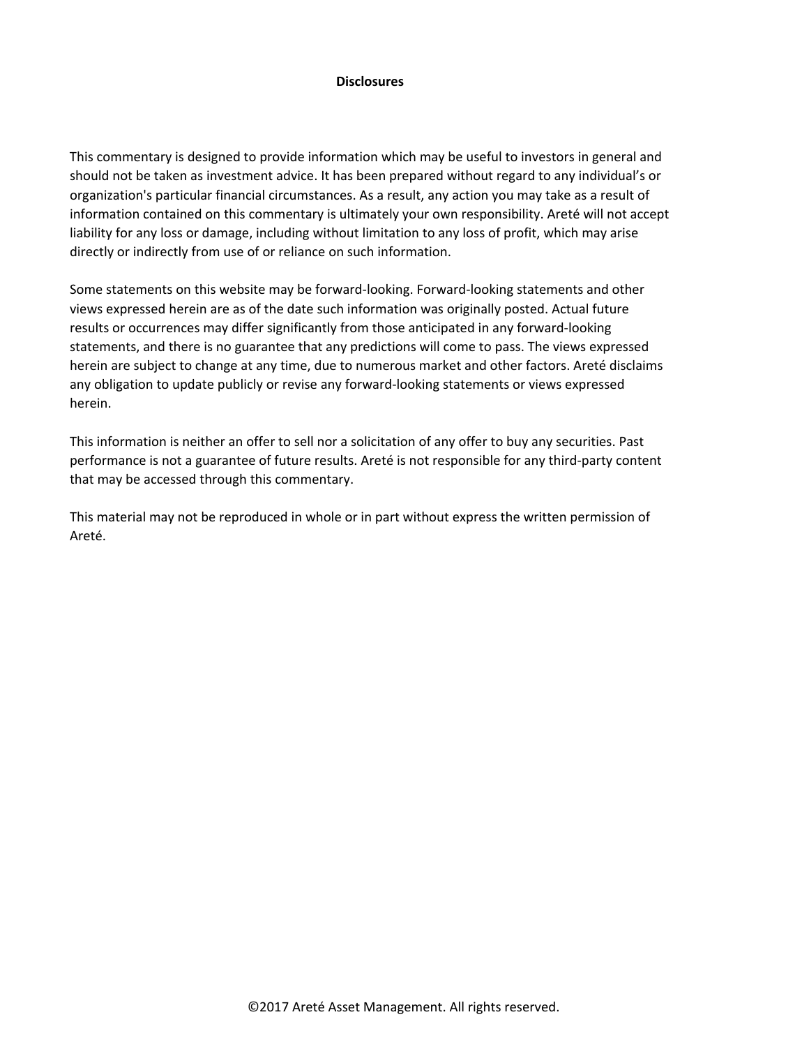**Disclosures**

This commentary is designed to provide information which may be useful to investors in general and should not be taken as investment advice. It has been prepared without regard to any individual's or organization's particular financial circumstances. As a result, any action you may take as a result of information contained on this commentary is ultimately your own responsibility. Areté will not accept liability for any loss or damage, including without limitation to any loss of profit, which may arise directly or indirectly from use of or reliance on such information.

Some statements on this website may be forward-looking. Forward-looking statements and other views expressed herein are as of the date such information was originally posted. Actual future results or occurrences may differ significantly from those anticipated in any forward-looking statements, and there is no guarantee that any predictions will come to pass. The views expressed herein are subject to change at any time, due to numerous market and other factors. Areté disclaims any obligation to update publicly or revise any forward-looking statements or views expressed herein.

This information is neither an offer to sell nor a solicitation of any offer to buy any securities. Past performance is not a guarantee of future results. Areté is not responsible for any third-party content that may be accessed through this commentary.

This material may not be reproduced in whole or in part without express the written permission of Areté.

©2017 Areté Asset Management. All rights reserved.